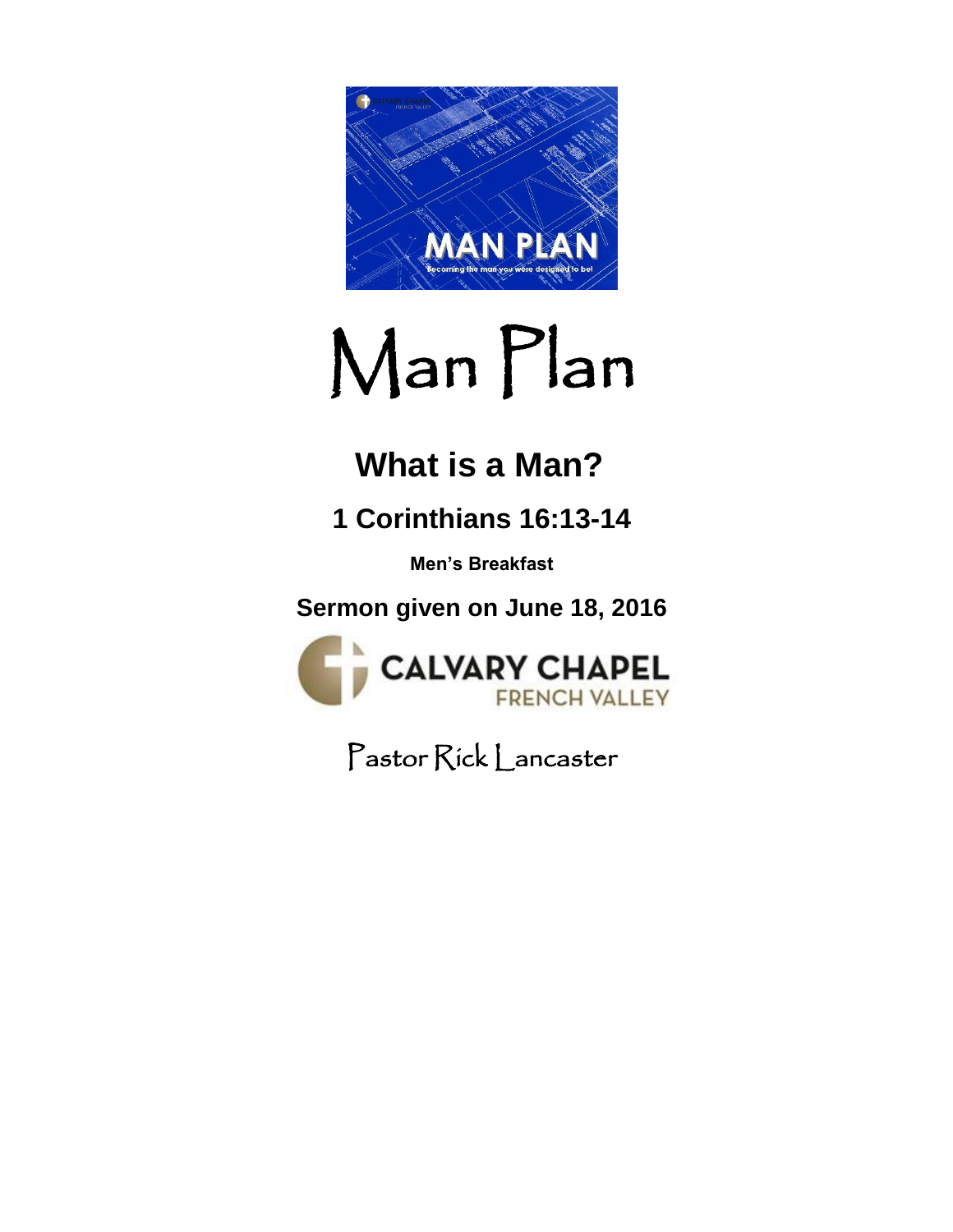# Man Plan

## What is a Man?

## 1 Corinthians 16:13-14

**Men's Breakfast**

**Sermon given on June 18, 2016**

CALVARY CHAPEL
FRENCH VALLEY

Pastor Rick Lancaster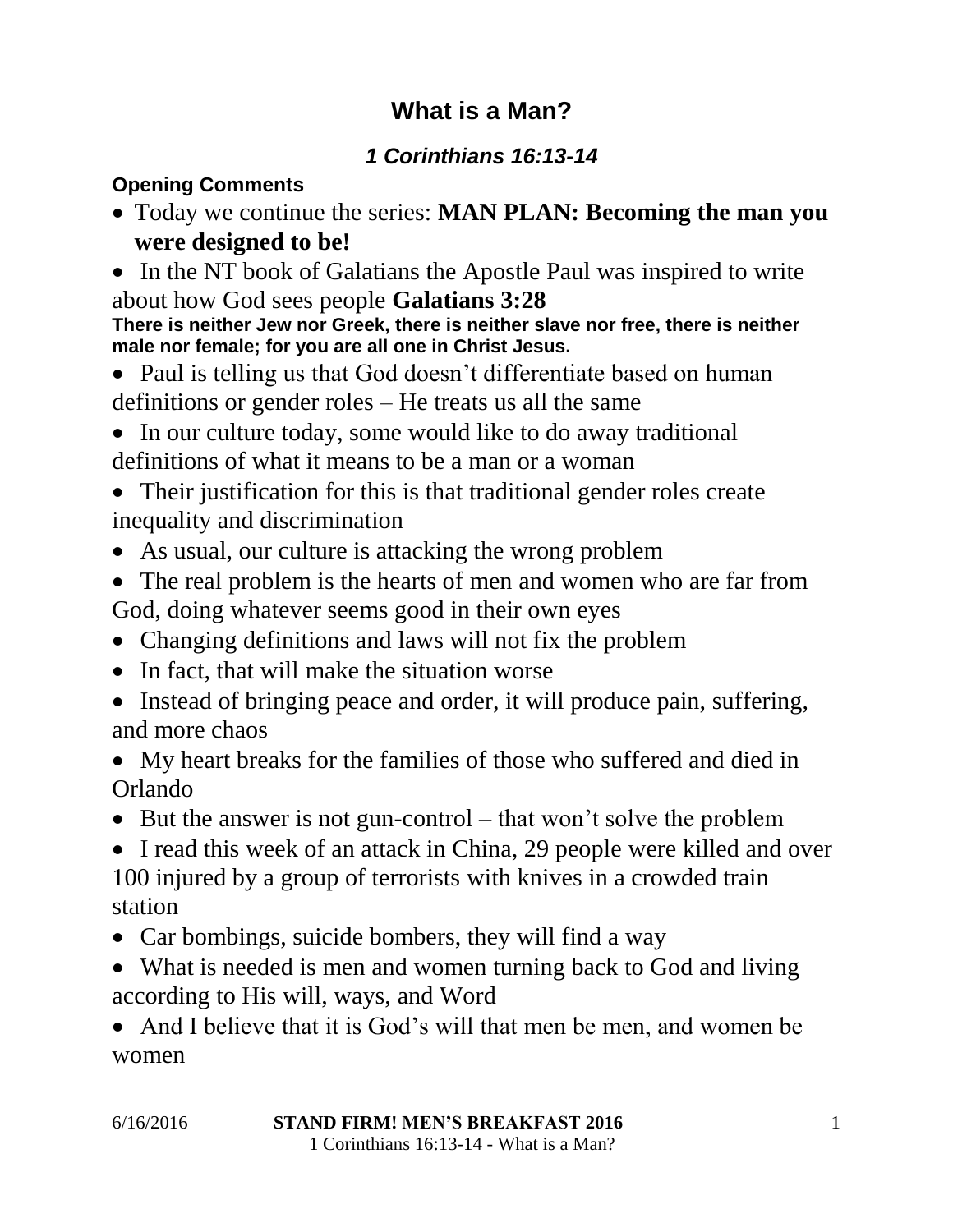# What is a Man?

### *1 Corinthians 16:13-14*

**Opening Comments**

- Today we continue the series: **MAN PLAN: Becoming the man you were designed to be!**
- In the NT book of Galatians the Apostle Paul was inspired to write about how God sees people **Galatians 3:28**

**There is neither Jew nor Greek, there is neither slave nor free, there is neither male nor female; for you are all one in Christ Jesus.**

- Paul is telling us that God doesn't differentiate based on human definitions or gender roles – He treats us all the same
- In our culture today, some would like to do away traditional definitions of what it means to be a man or a woman
- Their justification for this is that traditional gender roles create inequality and discrimination
- As usual, our culture is attacking the wrong problem
- The real problem is the hearts of men and women who are far from God, doing whatever seems good in their own eyes
- Changing definitions and laws will not fix the problem
- In fact, that will make the situation worse
- Instead of bringing peace and order, it will produce pain, suffering, and more chaos
- My heart breaks for the families of those who suffered and died in Orlando
- But the answer is not gun-control – that won't solve the problem
- I read this week of an attack in China, 29 people were killed and over 100 injured by a group of terrorists with knives in a crowded train station
- Car bombings, suicide bombers, they will find a way
- What is needed is men and women turning back to God and living according to His will, ways, and Word
- And I believe that it is God's will that men be men, and women be women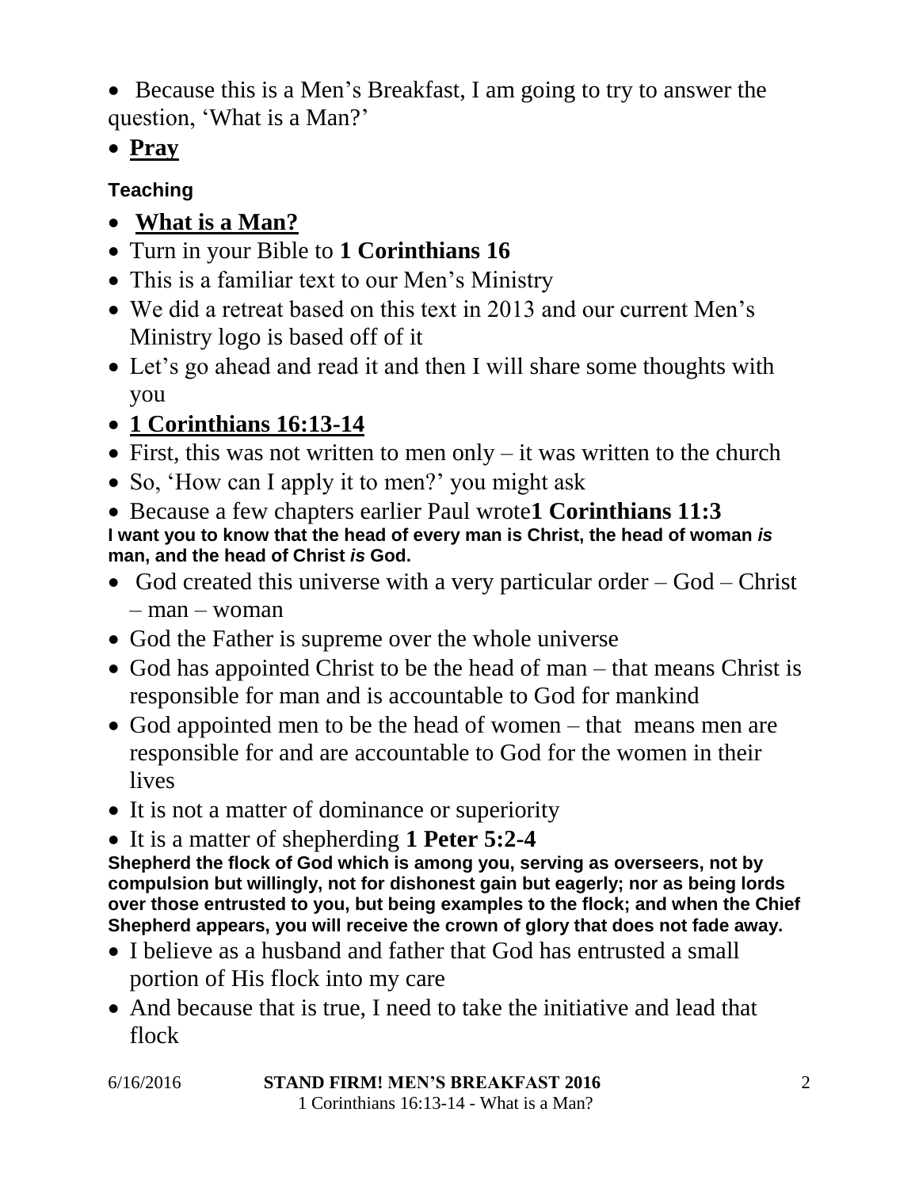- Because this is a Men's Breakfast, I am going to try to answer the question, 'What is a Man?'
- **Pray**

**Teaching**

- **What is a Man?**
- Turn in your Bible to **1 Corinthians 16**
- This is a familiar text to our Men's Ministry
- We did a retreat based on this text in 2013 and our current Men's Ministry logo is based off of it
- Let's go ahead and read it and then I will share some thoughts with you
- **1 Corinthians 16:13-14**
- First, this was not written to men only – it was written to the church
- So, 'How can I apply it to men?' you might ask
- Because a few chapters earlier Paul wrote**1 Corinthians 11:3**

**I want you to know that the head of every man is Christ, the head of woman *is* man, and the head of Christ *is* God.**

- God created this universe with a very particular order – God – Christ – man – woman
- God the Father is supreme over the whole universe
- God has appointed Christ to be the head of man – that means Christ is responsible for man and is accountable to God for mankind
- God appointed men to be the head of women – that means men are responsible for and are accountable to God for the women in their lives
- It is not a matter of dominance or superiority
- It is a matter of shepherding **1 Peter 5:2-4**

**Shepherd the flock of God which is among you, serving as overseers, not by compulsion but willingly, not for dishonest gain but eagerly; nor as being lords over those entrusted to you, but being examples to the flock; and when the Chief Shepherd appears, you will receive the crown of glory that does not fade away.**

- I believe as a husband and father that God has entrusted a small portion of His flock into my care
- And because that is true, I need to take the initiative and lead that flock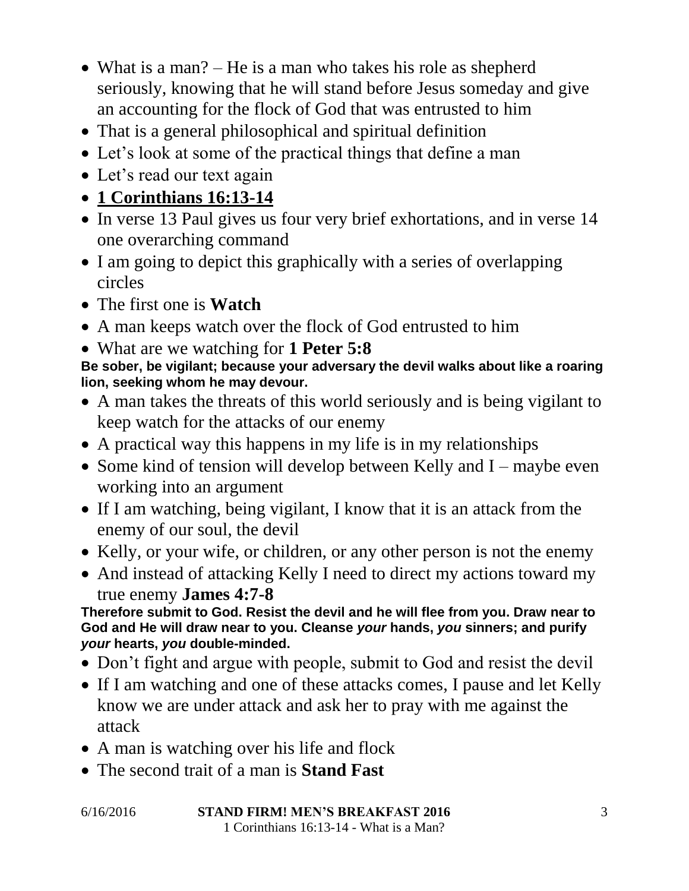- What is a man? – He is a man who takes his role as shepherd seriously, knowing that he will stand before Jesus someday and give an accounting for the flock of God that was entrusted to him
- That is a general philosophical and spiritual definition
- Let's look at some of the practical things that define a man
- Let's read our text again
- **1 Corinthians 16:13-14**
- In verse 13 Paul gives us four very brief exhortations, and in verse 14 one overarching command
- I am going to depict this graphically with a series of overlapping circles
- The first one is **Watch**
- A man keeps watch over the flock of God entrusted to him
- What are we watching for **1 Peter 5:8**

**Be sober, be vigilant; because your adversary the devil walks about like a roaring lion, seeking whom he may devour.**

- A man takes the threats of this world seriously and is being vigilant to keep watch for the attacks of our enemy
- A practical way this happens in my life is in my relationships
- Some kind of tension will develop between Kelly and I – maybe even working into an argument
- If I am watching, being vigilant, I know that it is an attack from the enemy of our soul, the devil
- Kelly, or your wife, or children, or any other person is not the enemy
- And instead of attacking Kelly I need to direct my actions toward my true enemy **James 4:7-8**

**Therefore submit to God. Resist the devil and he will flee from you. Draw near to God and He will draw near to you. Cleanse *your* hands, *you* sinners; and purify *your* hearts, *you* double-minded.**

- Don't fight and argue with people, submit to God and resist the devil
- If I am watching and one of these attacks comes, I pause and let Kelly know we are under attack and ask her to pray with me against the attack
- A man is watching over his life and flock
- The second trait of a man is **Stand Fast**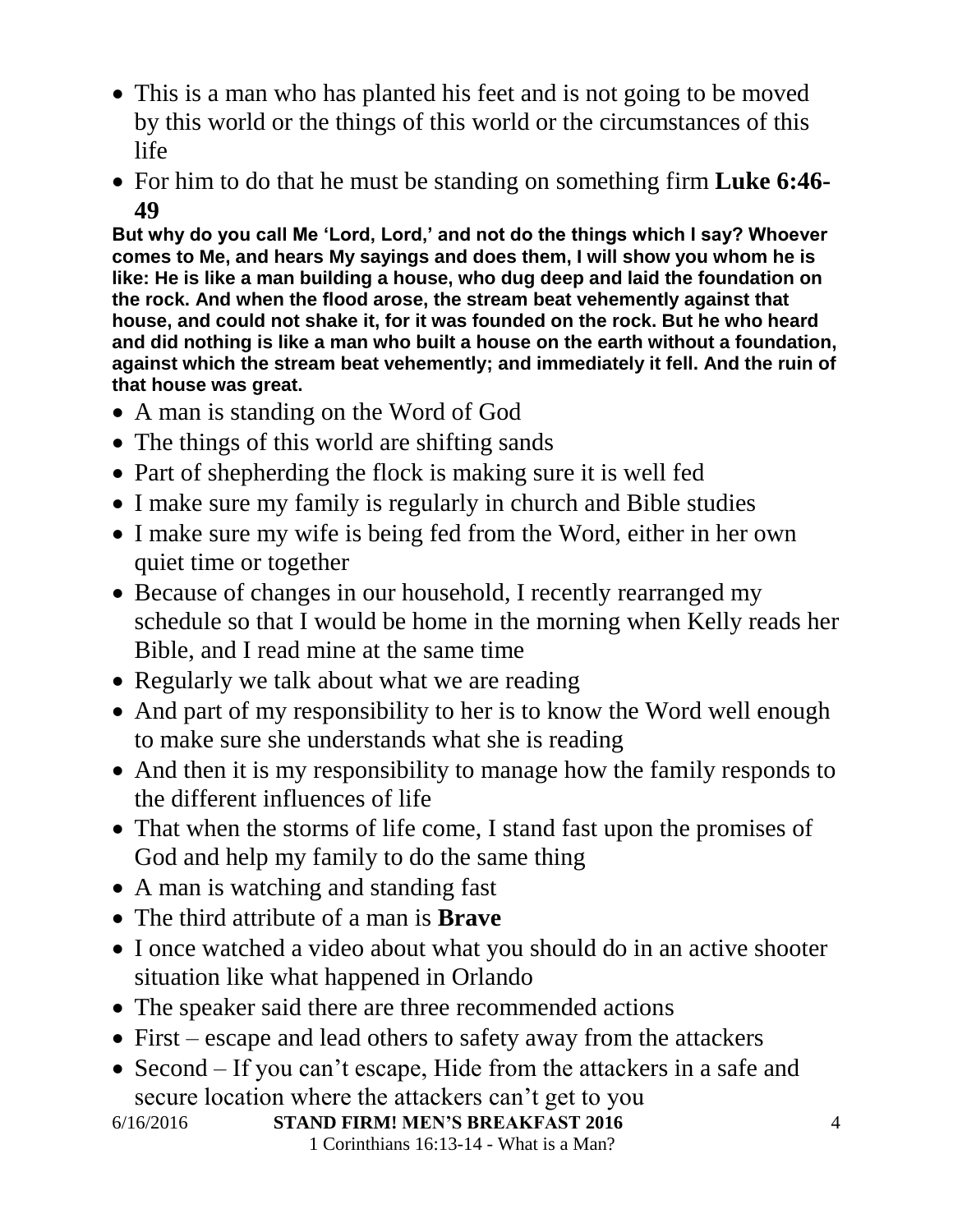- This is a man who has planted his feet and is not going to be moved by this world or the things of this world or the circumstances of this life
- For him to do that he must be standing on something firm **Luke 6:46-49**

**But why do you call Me 'Lord, Lord,' and not do the things which I say? Whoever comes to Me, and hears My sayings and does them, I will show you whom he is like: He is like a man building a house, who dug deep and laid the foundation on the rock. And when the flood arose, the stream beat vehemently against that house, and could not shake it, for it was founded on the rock. But he who heard and did nothing is like a man who built a house on the earth without a foundation, against which the stream beat vehemently; and immediately it fell. And the ruin of that house was great.**

- A man is standing on the Word of God
- The things of this world are shifting sands
- Part of shepherding the flock is making sure it is well fed
- I make sure my family is regularly in church and Bible studies
- I make sure my wife is being fed from the Word, either in her own quiet time or together
- Because of changes in our household, I recently rearranged my schedule so that I would be home in the morning when Kelly reads her Bible, and I read mine at the same time
- Regularly we talk about what we are reading
- And part of my responsibility to her is to know the Word well enough to make sure she understands what she is reading
- And then it is my responsibility to manage how the family responds to the different influences of life
- That when the storms of life come, I stand fast upon the promises of God and help my family to do the same thing
- A man is watching and standing fast
- The third attribute of a man is **Brave**
- I once watched a video about what you should do in an active shooter situation like what happened in Orlando
- The speaker said there are three recommended actions
- First – escape and lead others to safety away from the attackers
- Second – If you can't escape, Hide from the attackers in a safe and secure location where the attackers can't get to you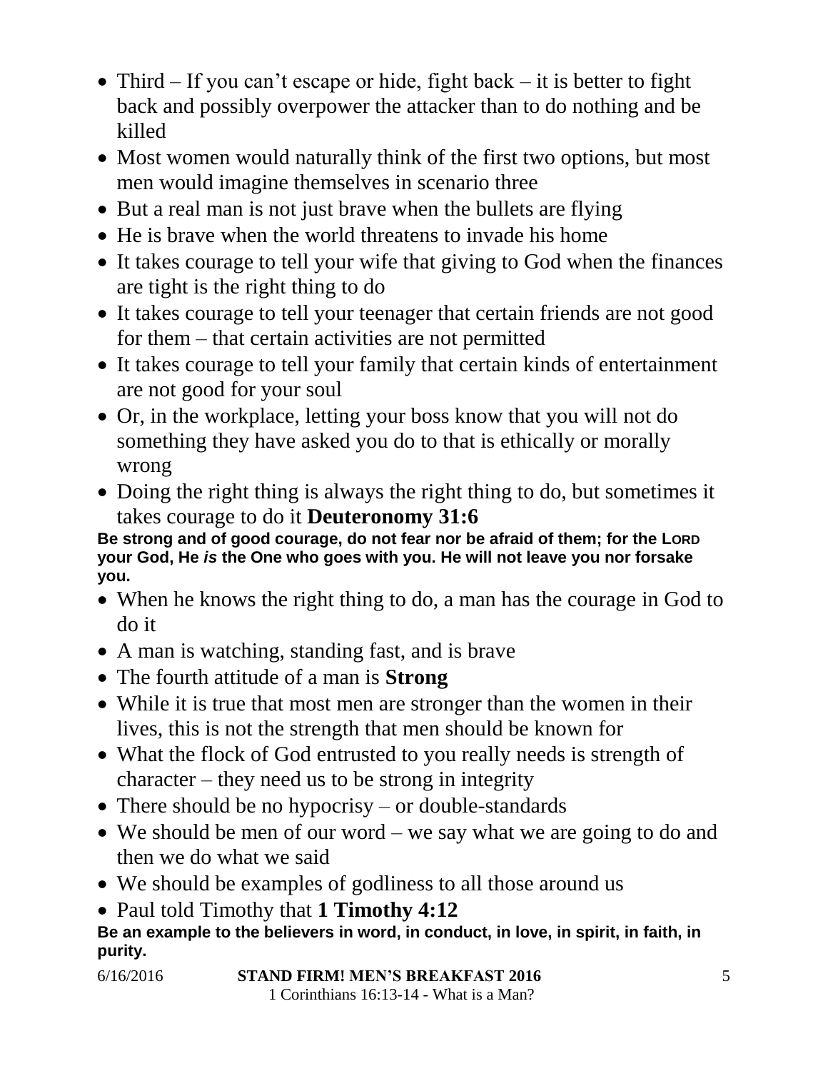- Third – If you can't escape or hide, fight back – it is better to fight back and possibly overpower the attacker than to do nothing and be killed
- Most women would naturally think of the first two options, but most men would imagine themselves in scenario three
- But a real man is not just brave when the bullets are flying
- He is brave when the world threatens to invade his home
- It takes courage to tell your wife that giving to God when the finances are tight is the right thing to do
- It takes courage to tell your teenager that certain friends are not good for them – that certain activities are not permitted
- It takes courage to tell your family that certain kinds of entertainment are not good for your soul
- Or, in the workplace, letting your boss know that you will not do something they have asked you do to that is ethically or morally wrong
- Doing the right thing is always the right thing to do, but sometimes it takes courage to do it **Deuteronomy 31:6**

**Be strong and of good courage, do not fear nor be afraid of them; for the LORD your God, He *is* the One who goes with you. He will not leave you nor forsake you.**

- When he knows the right thing to do, a man has the courage in God to do it
- A man is watching, standing fast, and is brave
- The fourth attitude of a man is **Strong**
- While it is true that most men are stronger than the women in their lives, this is not the strength that men should be known for
- What the flock of God entrusted to you really needs is strength of character – they need us to be strong in integrity
- There should be no hypocrisy – or double-standards
- We should be men of our word – we say what we are going to do and then we do what we said
- We should be examples of godliness to all those around us
- Paul told Timothy that **1 Timothy 4:12**

**Be an example to the believers in word, in conduct, in love, in spirit, in faith, in purity.**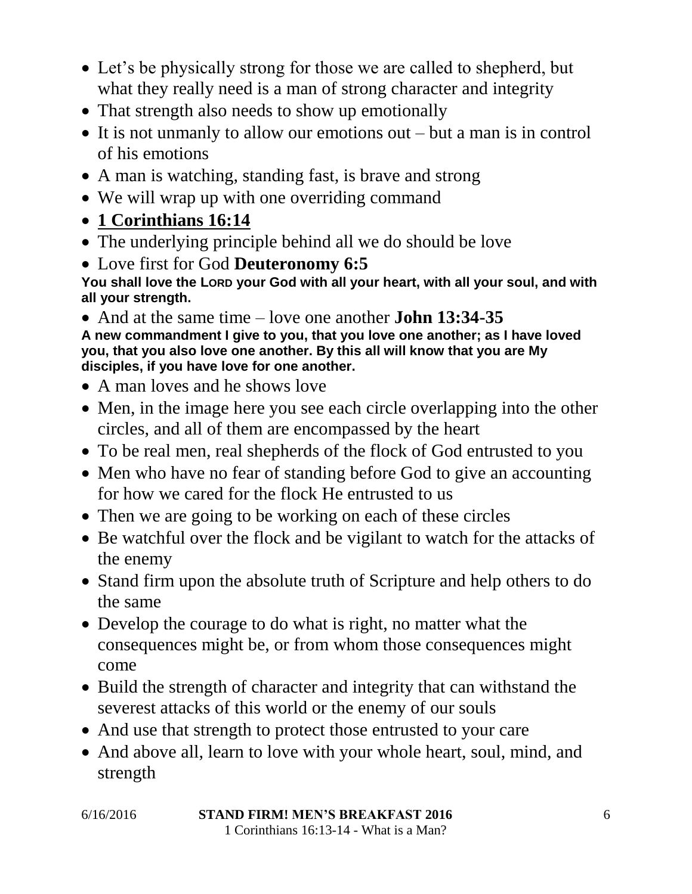- Let's be physically strong for those we are called to shepherd, but what they really need is a man of strong character and integrity
- That strength also needs to show up emotionally
- It is not unmanly to allow our emotions out – but a man is in control of his emotions
- A man is watching, standing fast, is brave and strong
- We will wrap up with one overriding command
- **1 Corinthians 16:14**
- The underlying principle behind all we do should be love
- Love first for God **Deuteronomy 6:5**

**You shall love the LORD your God with all your heart, with all your soul, and with all your strength.**

- And at the same time – love one another **John 13:34-35**

**A new commandment I give to you, that you love one another; as I have loved you, that you also love one another. By this all will know that you are My disciples, if you have love for one another.**

- A man loves and he shows love
- Men, in the image here you see each circle overlapping into the other circles, and all of them are encompassed by the heart
- To be real men, real shepherds of the flock of God entrusted to you
- Men who have no fear of standing before God to give an accounting for how we cared for the flock He entrusted to us
- Then we are going to be working on each of these circles
- Be watchful over the flock and be vigilant to watch for the attacks of the enemy
- Stand firm upon the absolute truth of Scripture and help others to do the same
- Develop the courage to do what is right, no matter what the consequences might be, or from whom those consequences might come
- Build the strength of character and integrity that can withstand the severest attacks of this world or the enemy of our souls
- And use that strength to protect those entrusted to your care
- And above all, learn to love with your whole heart, soul, mind, and strength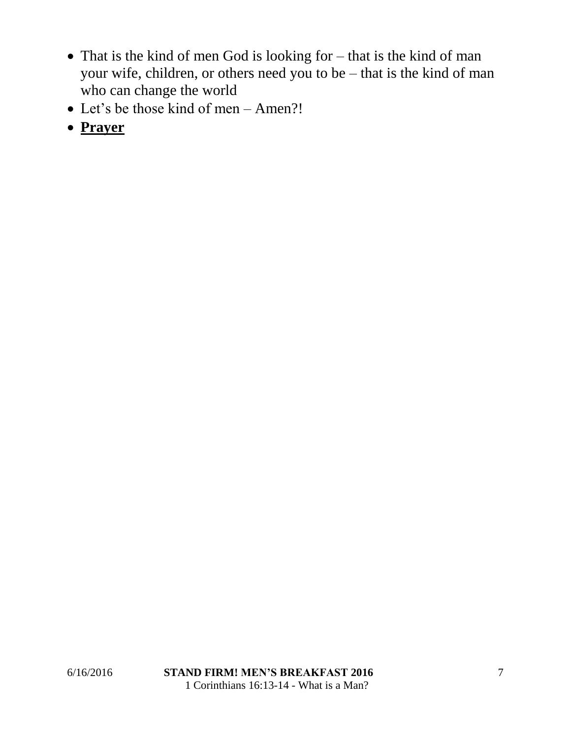- That is the kind of men God is looking for – that is the kind of man your wife, children, or others need you to be – that is the kind of man who can change the world
- Let's be those kind of men – Amen?!
- **<u>Prayer</u>**